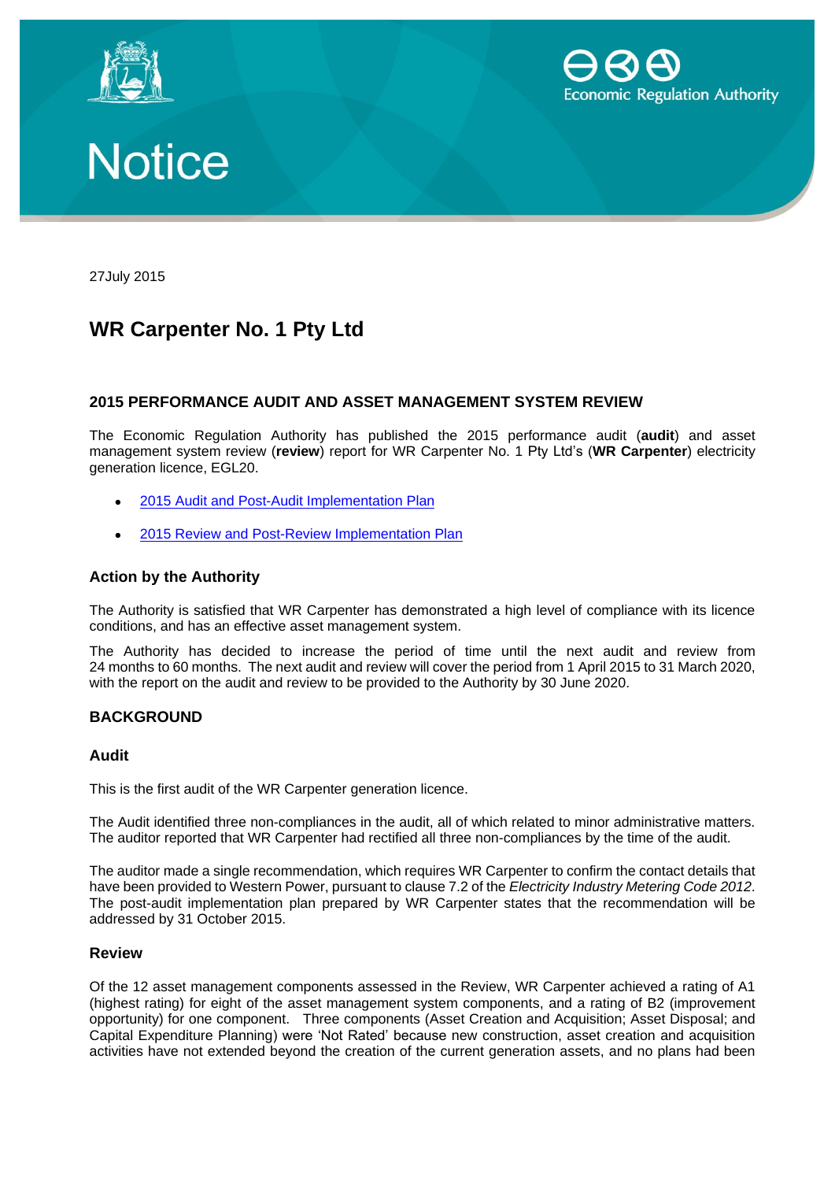# Notice

27July 2015

## WR Carpenter No. 1 Pty Ltd

### 2015 PERFORMANCE AUDIT AND ASSET MANAGEMENT SYSTEM REVIEW

The Economic Regulation Authority has published the 2015 performance audit (**audit**) and asset management system review (**review**) report for WR Carpenter No. 1 Pty Ltd's (**WR Carpenter**) electricity generation licence, EGL20.

- 2015 Audit and Post-Audit Implementation Plan
- 2015 Review and Post-Review Implementation Plan

### Action by the Authority

The Authority is satisfied that WR Carpenter has demonstrated a high level of compliance with its licence conditions, and has an effective asset management system.

The Authority has decided to increase the period of time until the next audit and review from 24 months to 60 months. The next audit and review will cover the period from 1 April 2015 to 31 March 2020, with the report on the audit and review to be provided to the Authority by 30 June 2020.

### BACKGROUND

### Audit

This is the first audit of the WR Carpenter generation licence.

The Audit identified three non-compliances in the audit, all of which related to minor administrative matters. The auditor reported that WR Carpenter had rectified all three non-compliances by the time of the audit.

The auditor made a single recommendation, which requires WR Carpenter to confirm the contact details that have been provided to Western Power, pursuant to clause 7.2 of the *Electricity Industry Metering Code 2012.* The post-audit implementation plan prepared by WR Carpenter states that the recommendation will be addressed by 31 October 2015.

### Review

Of the 12 asset management components assessed in the Review, WR Carpenter achieved a rating of A1 (highest rating) for eight of the asset management system components, and a rating of B2 (improvement opportunity) for one component. Three components (Asset Creation and Acquisition; Asset Disposal; and Capital Expenditure Planning) were 'Not Rated' because new construction, asset creation and acquisition activities have not extended beyond the creation of the current generation assets, and no plans had been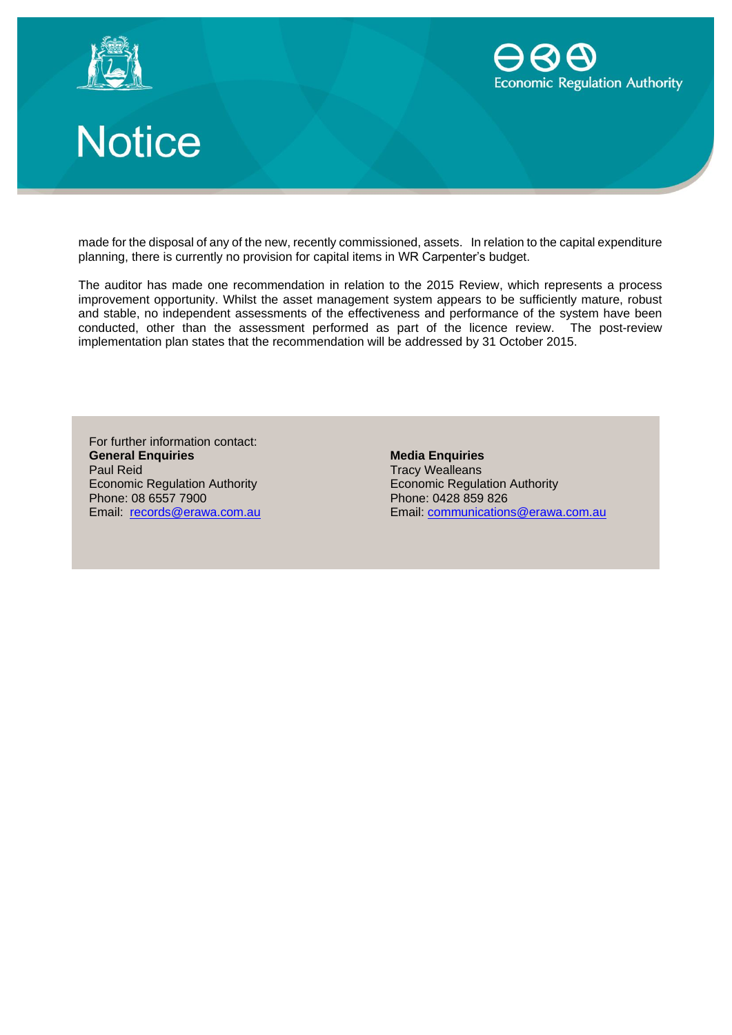# Notice

made for the disposal of any of the new, recently commissioned, assets. In relation to the capital expenditure planning, there is currently no provision for capital items in WR Carpenter's budget.

The auditor has made one recommendation in relation to the 2015 Review, which represents a process improvement opportunity. Whilst the asset management system appears to be sufficiently mature, robust and stable, no independent assessments of the effectiveness and performance of the system have been conducted, other than the assessment performed as part of the licence review. The post-review implementation plan states that the recommendation will be addressed by 31 October 2015.

For further information contact:

**General Enquiries**
Paul Reid
Economic Regulation Authority
Phone: 08 6557 7900
Email: records@erawa.com.au

**Media Enquiries**
Tracy Wealleans
Economic Regulation Authority
Phone: 0428 859 826
Email: communications@erawa.com.au